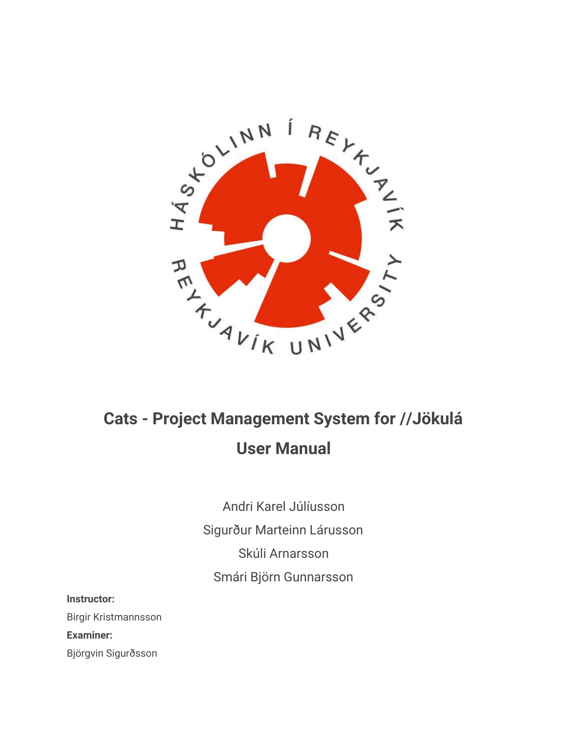# Cats - Project Management System for //Jökulá

# User Manual

Andri Karel Júlíusson

Sigurður Marteinn Lárusson

Skúli Arnarsson

Smári Björn Gunnarsson

**Instructor:**

Birgir Kristmannsson

**Examiner:**

Björgvin Sigurðsson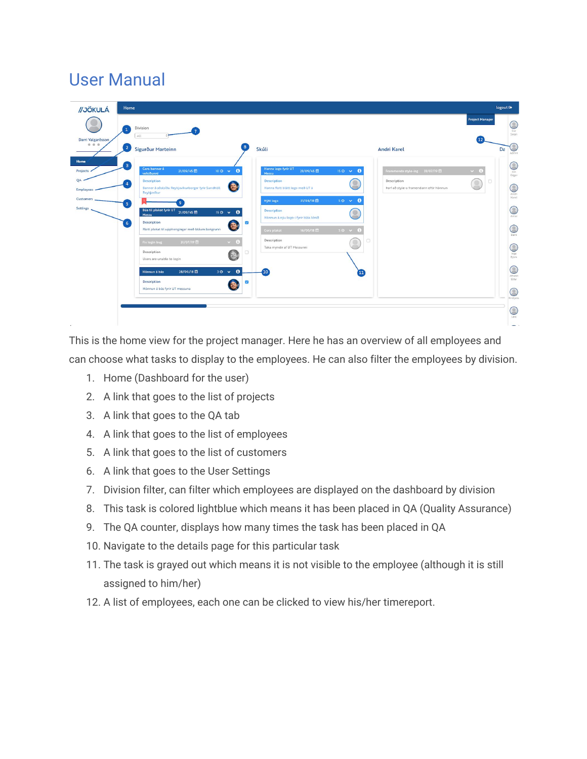# User Manual

This is the home view for the project manager. Here he has an overview of all employees and can choose what tasks to display to the employees. He can also filter the employees by division.

1. Home (Dashboard for the user)
2. A link that goes to the list of projects
3. A link that goes to the QA tab
4. A link that goes to the list of employees
5. A link that goes to the list of customers
6. A link that goes to the User Settings
7. Division filter, can filter which employees are displayed on the dashboard by division
8. This task is colored lightblue which means it has been placed in QA (Quality Assurance)
9. The QA counter, displays how many times the task has been placed in QA
10. Navigate to the details page for this particular task
11. The task is grayed out which means it is not visible to the employee (although it is still assigned to him/her)
12. A list of employees, each one can be clicked to view his/her timereport.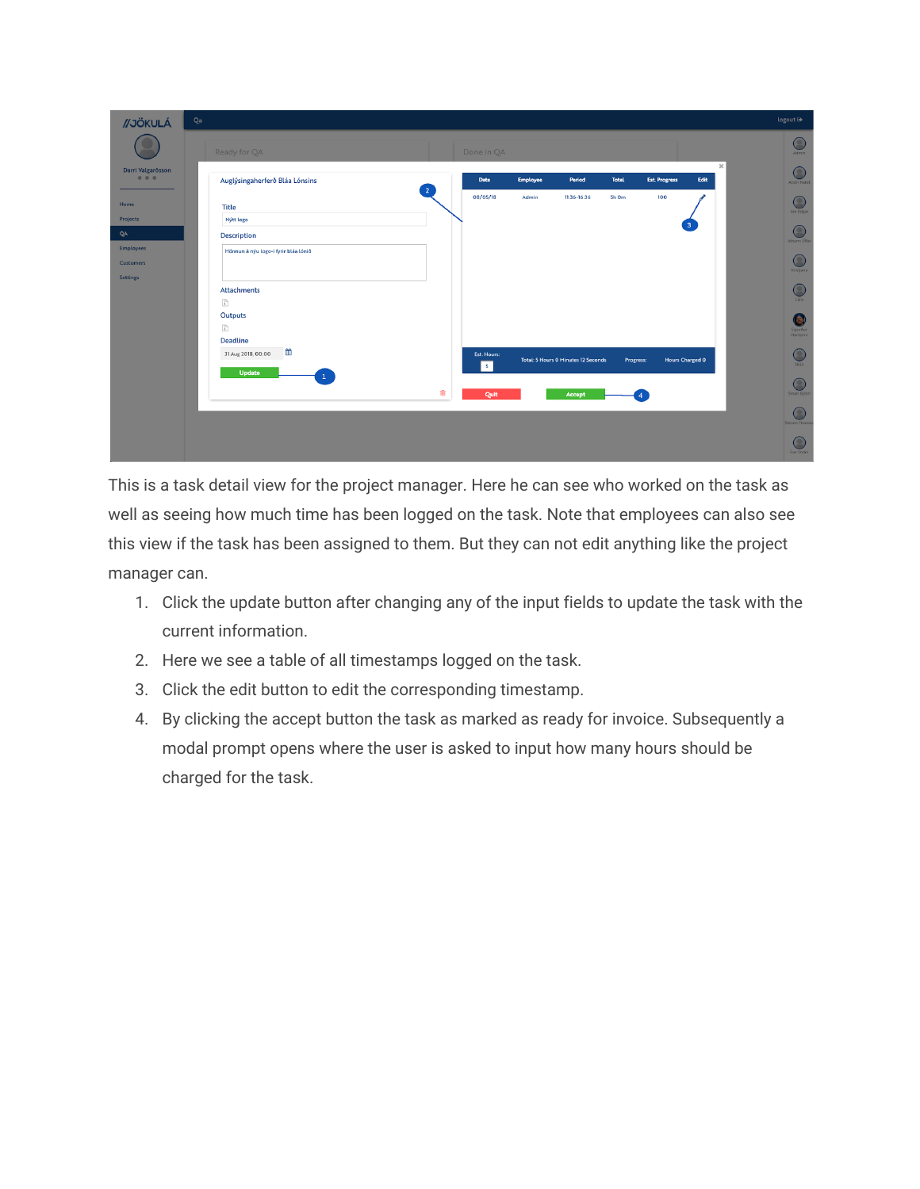This is a task detail view for the project manager. Here he can see who worked on the task as well as seeing how much time has been logged on the task. Note that employees can also see this view if the task has been assigned to them. But they can not edit anything like the project manager can.

1. Click the update button after changing any of the input fields to update the task with the current information.
2. Here we see a table of all timestamps logged on the task.
3. Click the edit button to edit the corresponding timestamp.
4. By clicking the accept button the task as marked as ready for invoice. Subsequently a modal prompt opens where the user is asked to input how many hours should be charged for the task.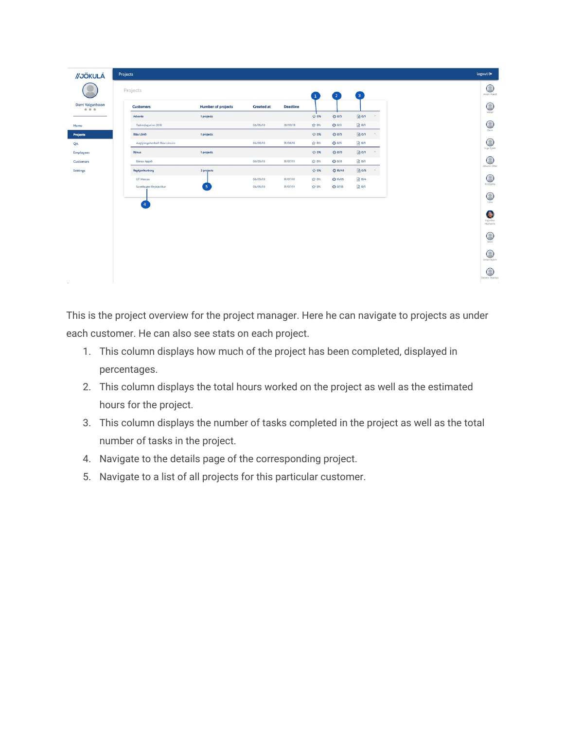This is the project overview for the project manager. Here he can navigate to projects as under each customer. He can also see stats on each project.

1. This column displays how much of the project has been completed, displayed in percentages.
2. This column displays the total hours worked on the project as well as the estimated hours for the project.
3. This column displays the number of tasks completed in the project as well as the total number of tasks in the project.
4. Navigate to the details page of the corresponding project.
5. Navigate to a list of all projects for this particular customer.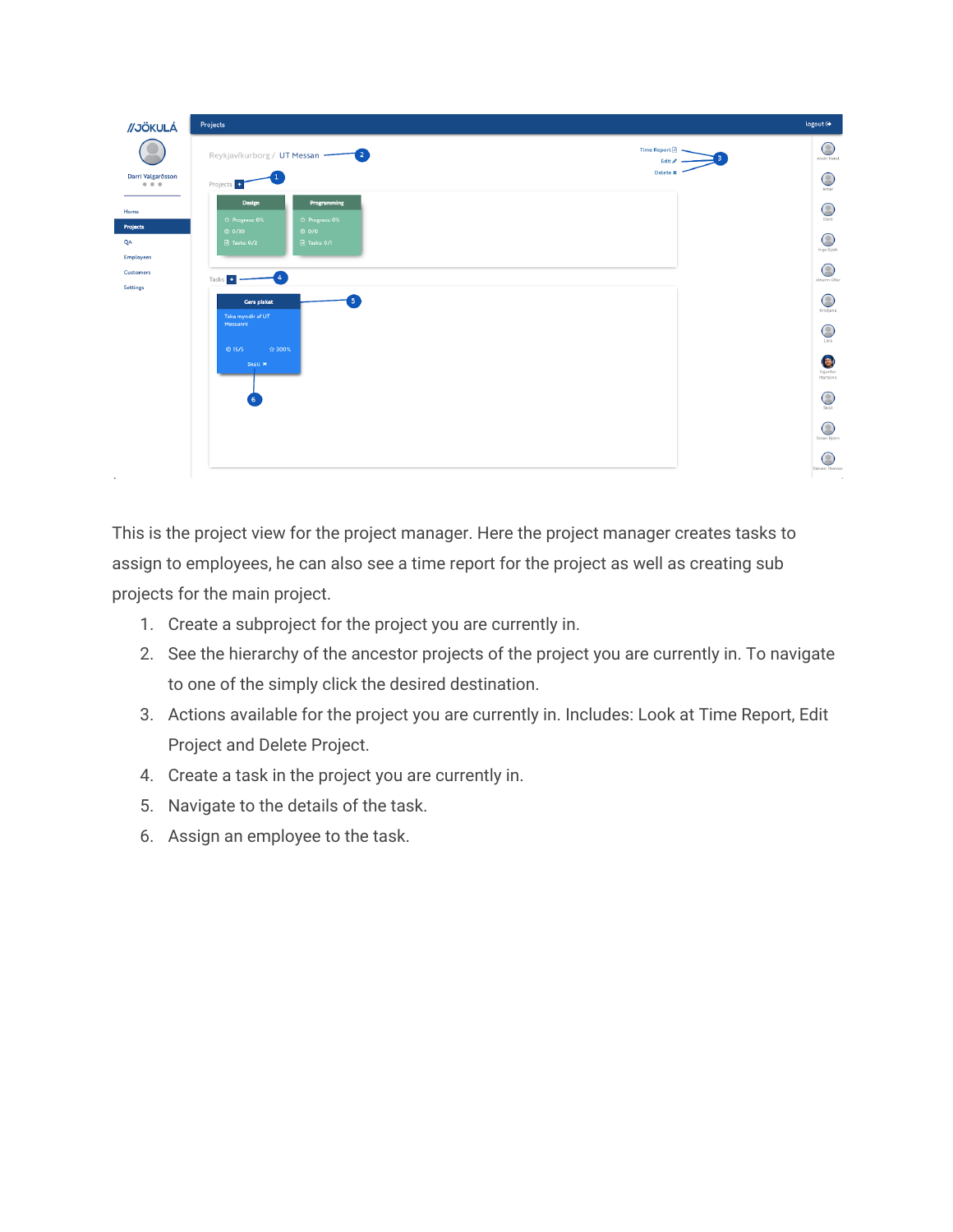This is the project view for the project manager. Here the project manager creates tasks to assign to employees, he can also see a time report for the project as well as creating sub projects for the main project.

1. Create a subproject for the project you are currently in.
2. See the hierarchy of the ancestor projects of the project you are currently in. To navigate to one of the simply click the desired destination.
3. Actions available for the project you are currently in. Includes: Look at Time Report, Edit Project and Delete Project.
4. Create a task in the project you are currently in.
5. Navigate to the details of the task.
6. Assign an employee to the task.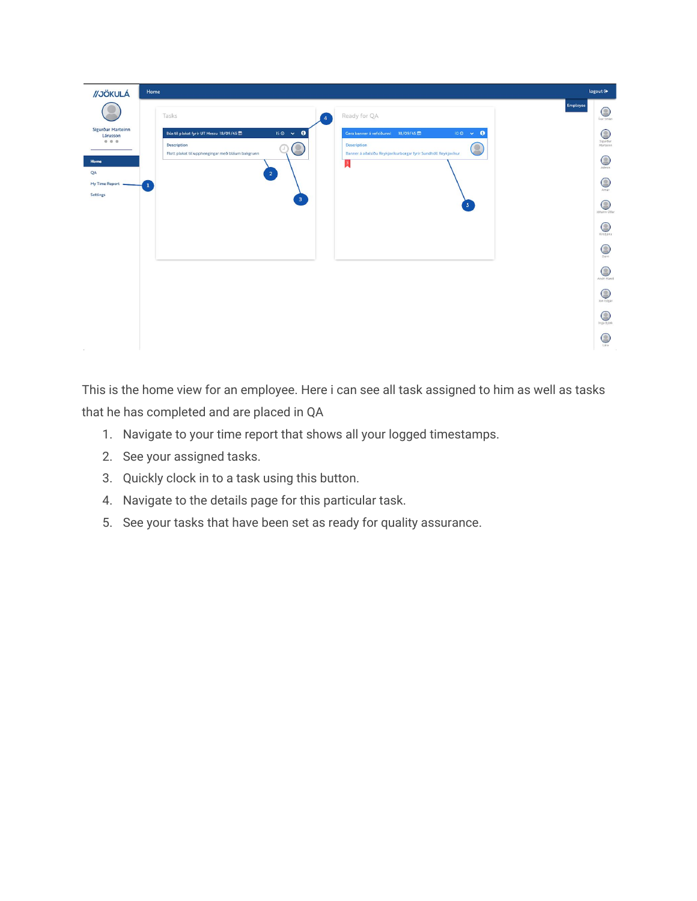This is the home view for an employee. Here i can see all task assigned to him as well as tasks that he has completed and are placed in QA

1. Navigate to your time report that shows all your logged timestamps.
2. See your assigned tasks.
3. Quickly clock in to a task using this button.
4. Navigate to the details page for this particular task.
5. See your tasks that have been set as ready for quality assurance.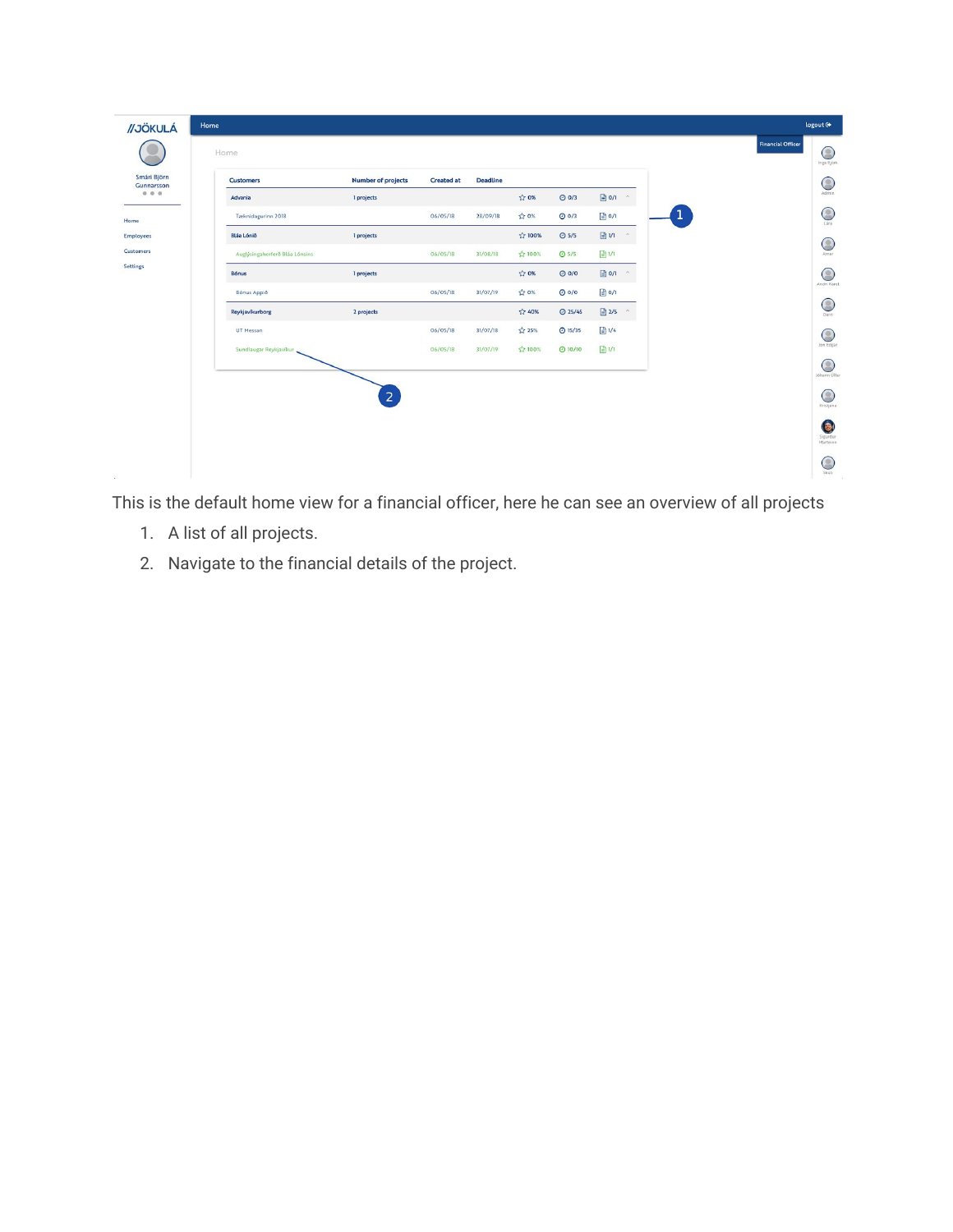This is the default home view for a financial officer, here he can see an overview of all projects

1. A list of all projects.
2. Navigate to the financial details of the project.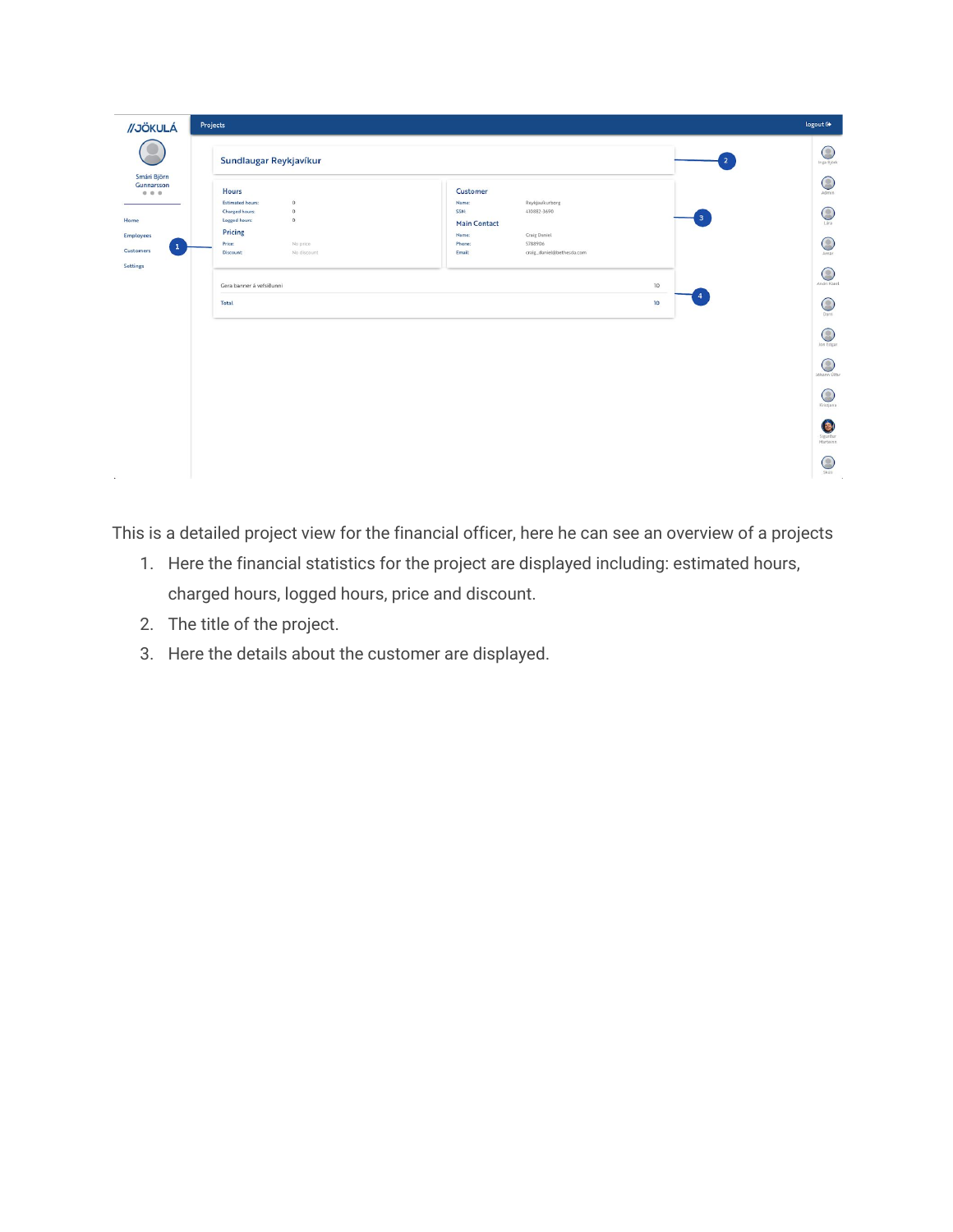This is a detailed project view for the financial officer, here he can see an overview of a projects

1. Here the financial statistics for the project are displayed including: estimated hours, charged hours, logged hours, price and discount.
2. The title of the project.
3. Here the details about the customer are displayed.